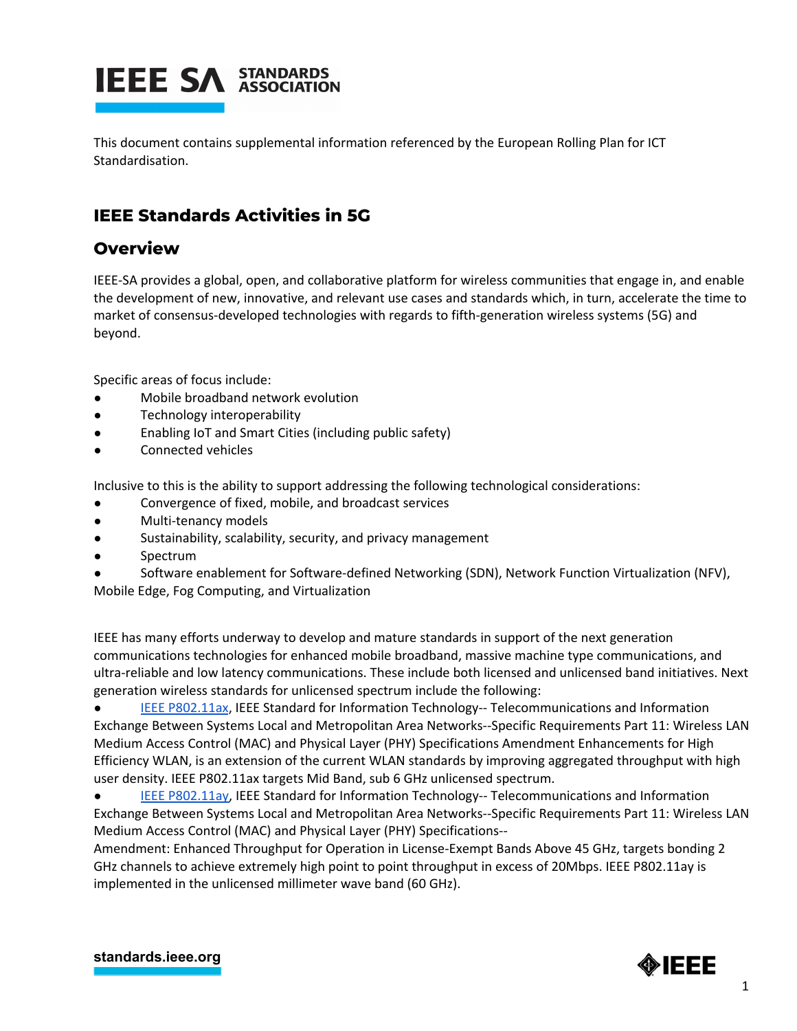IEEE SA STANDARDS ASSOCIATION

This document contains supplemental information referenced by the European Rolling Plan for ICT Standardisation.

# IEEE Standards Activities in 5G

## Overview

IEEE-SA provides a global, open, and collaborative platform for wireless communities that engage in, and enable the development of new, innovative, and relevant use cases and standards which, in turn, accelerate the time to market of consensus-developed technologies with regards to fifth-generation wireless systems (5G) and beyond.

Specific areas of focus include:

- Mobile broadband network evolution
- Technology interoperability
- Enabling IoT and Smart Cities (including public safety)
- Connected vehicles

Inclusive to this is the ability to support addressing the following technological considerations:

- Convergence of fixed, mobile, and broadcast services
- Multi-tenancy models
- Sustainability, scalability, security, and privacy management
- Spectrum
- Software enablement for Software-defined Networking (SDN), Network Function Virtualization (NFV), Mobile Edge, Fog Computing, and Virtualization

IEEE has many efforts underway to develop and mature standards in support of the next generation communications technologies for enhanced mobile broadband, massive machine type communications, and ultra-reliable and low latency communications. These include both licensed and unlicensed band initiatives. Next generation wireless standards for unlicensed spectrum include the following:

- IEEE P802.11ax, IEEE Standard for Information Technology-- Telecommunications and Information Exchange Between Systems Local and Metropolitan Area Networks--Specific Requirements Part 11: Wireless LAN Medium Access Control (MAC) and Physical Layer (PHY) Specifications Amendment Enhancements for High Efficiency WLAN, is an extension of the current WLAN standards by improving aggregated throughput with high user density. IEEE P802.11ax targets Mid Band, sub 6 GHz unlicensed spectrum.
- IEEE P802.11ay, IEEE Standard for Information Technology-- Telecommunications and Information Exchange Between Systems Local and Metropolitan Area Networks--Specific Requirements Part 11: Wireless LAN Medium Access Control (MAC) and Physical Layer (PHY) Specifications--
Amendment: Enhanced Throughput for Operation in License-Exempt Bands Above 45 GHz, targets bonding 2 GHz channels to achieve extremely high point to point throughput in excess of 20Mbps. IEEE P802.11ay is implemented in the unlicensed millimeter wave band (60 GHz).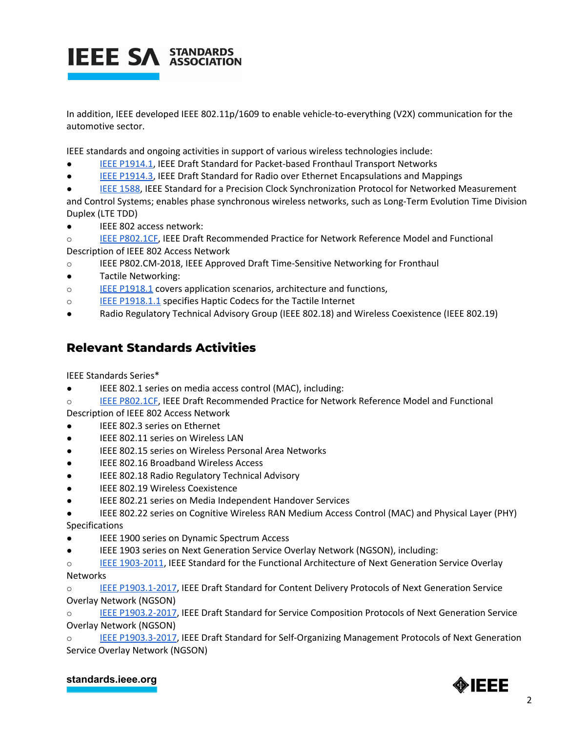In addition, IEEE developed IEEE 802.11p/1609 to enable vehicle-to-everything (V2X) communication for the automotive sector.

IEEE standards and ongoing activities in support of various wireless technologies include:

- IEEE P1914.1, IEEE Draft Standard for Packet-based Fronthaul Transport Networks
- IEEE P1914.3, IEEE Draft Standard for Radio over Ethernet Encapsulations and Mappings
- IEEE 1588, IEEE Standard for a Precision Clock Synchronization Protocol for Networked Measurement and Control Systems; enables phase synchronous wireless networks, such as Long-Term Evolution Time Division Duplex (LTE TDD)
- IEEE 802 access network:
  - IEEE P802.1CF, IEEE Draft Recommended Practice for Network Reference Model and Functional Description of IEEE 802 Access Network
  - IEEE P802.CM-2018, IEEE Approved Draft Time-Sensitive Networking for Fronthaul
- Tactile Networking:
  - IEEE P1918.1 covers application scenarios, architecture and functions,
  - IEEE P1918.1.1 specifies Haptic Codecs for the Tactile Internet
- Radio Regulatory Technical Advisory Group (IEEE 802.18) and Wireless Coexistence (IEEE 802.19)

## Relevant Standards Activities

IEEE Standards Series*

- IEEE 802.1 series on media access control (MAC), including:
  - IEEE P802.1CF, IEEE Draft Recommended Practice for Network Reference Model and Functional Description of IEEE 802 Access Network
- IEEE 802.3 series on Ethernet
- IEEE 802.11 series on Wireless LAN
- IEEE 802.15 series on Wireless Personal Area Networks
- IEEE 802.16 Broadband Wireless Access
- IEEE 802.18 Radio Regulatory Technical Advisory
- IEEE 802.19 Wireless Coexistence
- IEEE 802.21 series on Media Independent Handover Services
- IEEE 802.22 series on Cognitive Wireless RAN Medium Access Control (MAC) and Physical Layer (PHY) Specifications
- IEEE 1900 series on Dynamic Spectrum Access
- IEEE 1903 series on Next Generation Service Overlay Network (NGSON), including:
  - IEEE 1903-2011, IEEE Standard for the Functional Architecture of Next Generation Service Overlay Networks
  - IEEE P1903.1-2017, IEEE Draft Standard for Content Delivery Protocols of Next Generation Service Overlay Network (NGSON)
  - IEEE P1903.2-2017, IEEE Draft Standard for Service Composition Protocols of Next Generation Service Overlay Network (NGSON)
  - IEEE P1903.3-2017, IEEE Draft Standard for Self-Organizing Management Protocols of Next Generation Service Overlay Network (NGSON)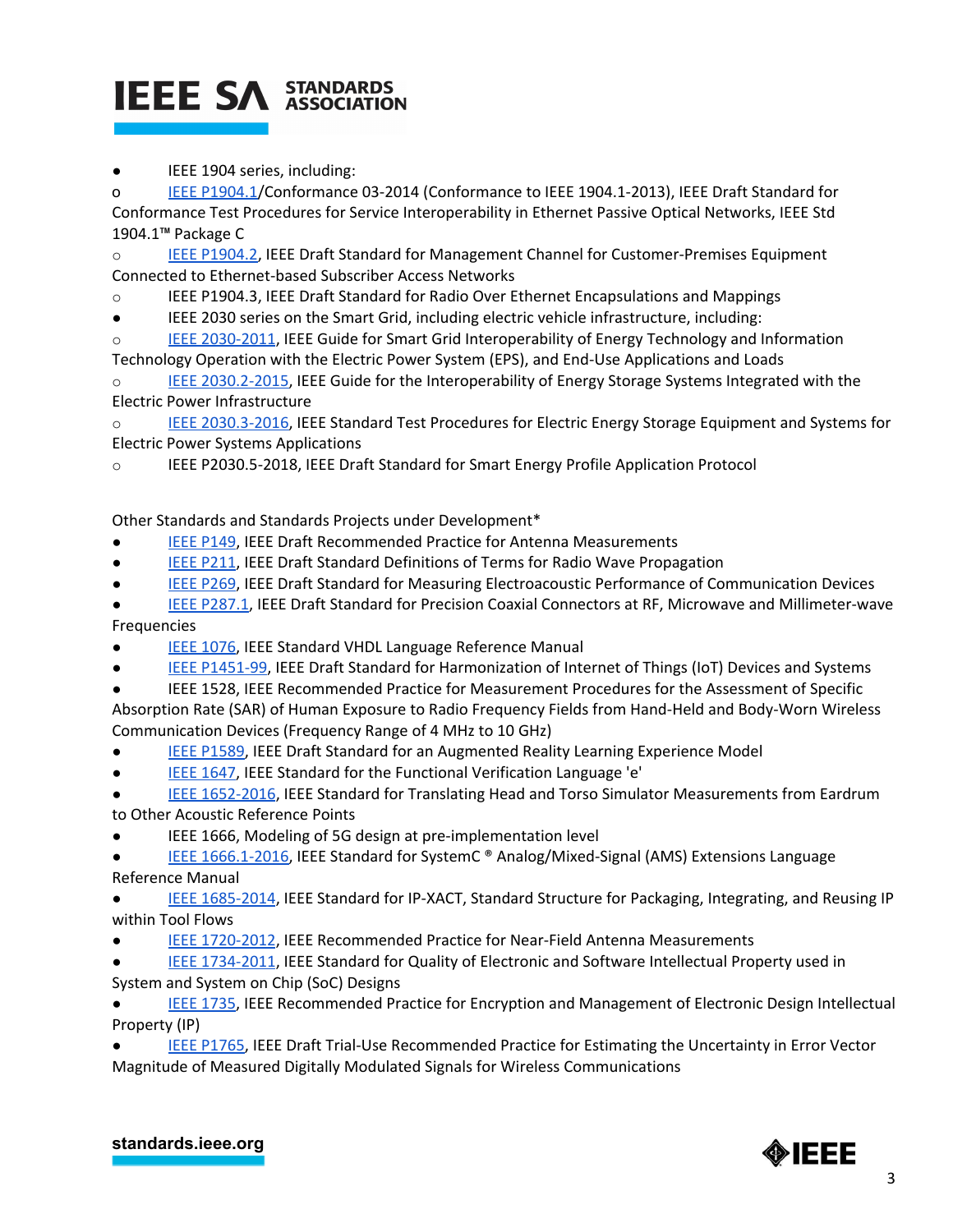- IEEE 1904 series, including:
    - IEEE P1904.1/Conformance 03-2014 (Conformance to IEEE 1904.1-2013), IEEE Draft Standard for Conformance Test Procedures for Service Interoperability in Ethernet Passive Optical Networks, IEEE Std 1904.1™ Package C
    - IEEE P1904.2, IEEE Draft Standard for Management Channel for Customer-Premises Equipment Connected to Ethernet-based Subscriber Access Networks
    - IEEE P1904.3, IEEE Draft Standard for Radio Over Ethernet Encapsulations and Mappings
- IEEE 2030 series on the Smart Grid, including electric vehicle infrastructure, including:
    - IEEE 2030-2011, IEEE Guide for Smart Grid Interoperability of Energy Technology and Information Technology Operation with the Electric Power System (EPS), and End-Use Applications and Loads
    - IEEE 2030.2-2015, IEEE Guide for the Interoperability of Energy Storage Systems Integrated with the Electric Power Infrastructure
    - IEEE 2030.3-2016, IEEE Standard Test Procedures for Electric Energy Storage Equipment and Systems for Electric Power Systems Applications
    - IEEE P2030.5-2018, IEEE Draft Standard for Smart Energy Profile Application Protocol

Other Standards and Standards Projects under Development*

- IEEE P149, IEEE Draft Recommended Practice for Antenna Measurements
- IEEE P211, IEEE Draft Standard Definitions of Terms for Radio Wave Propagation
- IEEE P269, IEEE Draft Standard for Measuring Electroacoustic Performance of Communication Devices
- IEEE P287.1, IEEE Draft Standard for Precision Coaxial Connectors at RF, Microwave and Millimeter-wave Frequencies
- IEEE 1076, IEEE Standard VHDL Language Reference Manual
- IEEE P1451-99, IEEE Draft Standard for Harmonization of Internet of Things (IoT) Devices and Systems
- IEEE 1528, IEEE Recommended Practice for Measurement Procedures for the Assessment of Specific Absorption Rate (SAR) of Human Exposure to Radio Frequency Fields from Hand-Held and Body-Worn Wireless Communication Devices (Frequency Range of 4 MHz to 10 GHz)
- IEEE P1589, IEEE Draft Standard for an Augmented Reality Learning Experience Model
- IEEE 1647, IEEE Standard for the Functional Verification Language 'e'
- IEEE 1652-2016, IEEE Standard for Translating Head and Torso Simulator Measurements from Eardrum to Other Acoustic Reference Points
- IEEE 1666, Modeling of 5G design at pre-implementation level
- IEEE 1666.1-2016, IEEE Standard for SystemC ® Analog/Mixed-Signal (AMS) Extensions Language Reference Manual
- IEEE 1685-2014, IEEE Standard for IP-XACT, Standard Structure for Packaging, Integrating, and Reusing IP within Tool Flows
- IEEE 1720-2012, IEEE Recommended Practice for Near-Field Antenna Measurements
- IEEE 1734-2011, IEEE Standard for Quality of Electronic and Software Intellectual Property used in System and System on Chip (SoC) Designs
- IEEE 1735, IEEE Recommended Practice for Encryption and Management of Electronic Design Intellectual Property (IP)
- IEEE P1765, IEEE Draft Trial-Use Recommended Practice for Estimating the Uncertainty in Error Vector Magnitude of Measured Digitally Modulated Signals for Wireless Communications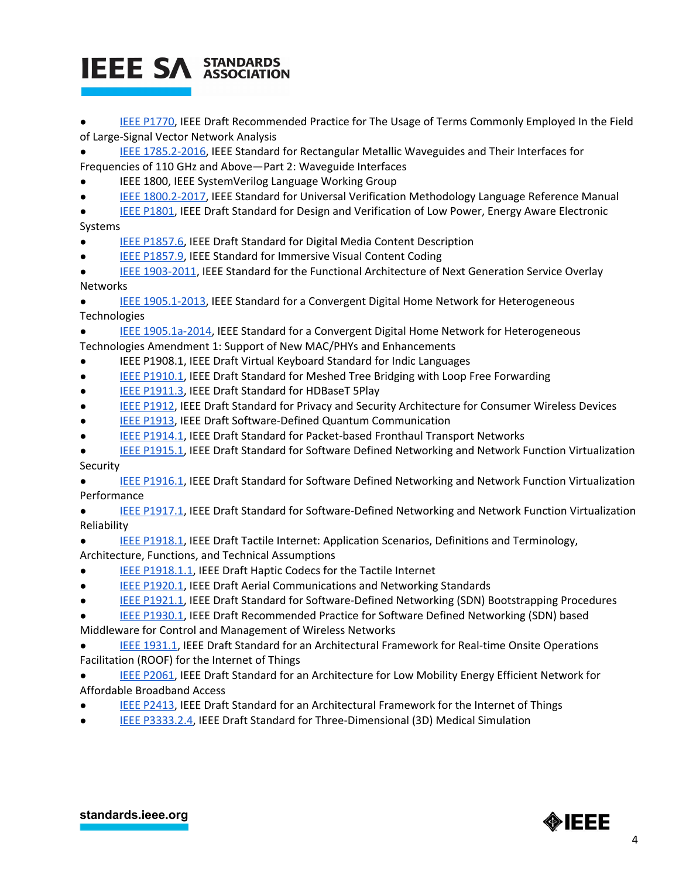- IEEE P1770, IEEE Draft Recommended Practice for The Usage of Terms Commonly Employed In the Field of Large-Signal Vector Network Analysis
- IEEE 1785.2-2016, IEEE Standard for Rectangular Metallic Waveguides and Their Interfaces for Frequencies of 110 GHz and Above—Part 2: Waveguide Interfaces
- IEEE 1800, IEEE SystemVerilog Language Working Group
- IEEE 1800.2-2017, IEEE Standard for Universal Verification Methodology Language Reference Manual
- IEEE P1801, IEEE Draft Standard for Design and Verification of Low Power, Energy Aware Electronic Systems
- IEEE P1857.6, IEEE Draft Standard for Digital Media Content Description
- IEEE P1857.9, IEEE Standard for Immersive Visual Content Coding
- IEEE 1903-2011, IEEE Standard for the Functional Architecture of Next Generation Service Overlay Networks
- IEEE 1905.1-2013, IEEE Standard for a Convergent Digital Home Network for Heterogeneous Technologies
- IEEE 1905.1a-2014, IEEE Standard for a Convergent Digital Home Network for Heterogeneous Technologies Amendment 1: Support of New MAC/PHYs and Enhancements
- IEEE P1908.1, IEEE Draft Virtual Keyboard Standard for Indic Languages
- IEEE P1910.1, IEEE Draft Standard for Meshed Tree Bridging with Loop Free Forwarding
- IEEE P1911.3, IEEE Draft Standard for HDBaseT 5Play
- IEEE P1912, IEEE Draft Standard for Privacy and Security Architecture for Consumer Wireless Devices
- IEEE P1913, IEEE Draft Software-Defined Quantum Communication
- IEEE P1914.1, IEEE Draft Standard for Packet-based Fronthaul Transport Networks
- IEEE P1915.1, IEEE Draft Standard for Software Defined Networking and Network Function Virtualization Security
- IEEE P1916.1, IEEE Draft Standard for Software Defined Networking and Network Function Virtualization Performance
- IEEE P1917.1, IEEE Draft Standard for Software-Defined Networking and Network Function Virtualization Reliability
- IEEE P1918.1, IEEE Draft Tactile Internet: Application Scenarios, Definitions and Terminology, Architecture, Functions, and Technical Assumptions
- IEEE P1918.1.1, IEEE Draft Haptic Codecs for the Tactile Internet
- IEEE P1920.1, IEEE Draft Aerial Communications and Networking Standards
- IEEE P1921.1, IEEE Draft Standard for Software-Defined Networking (SDN) Bootstrapping Procedures
- IEEE P1930.1, IEEE Draft Recommended Practice for Software Defined Networking (SDN) based Middleware for Control and Management of Wireless Networks
- IEEE 1931.1, IEEE Draft Standard for an Architectural Framework for Real-time Onsite Operations Facilitation (ROOF) for the Internet of Things
- IEEE P2061, IEEE Draft Standard for an Architecture for Low Mobility Energy Efficient Network for Affordable Broadband Access
- IEEE P2413, IEEE Draft Standard for an Architectural Framework for the Internet of Things
- IEEE P3333.2.4, IEEE Draft Standard for Three-Dimensional (3D) Medical Simulation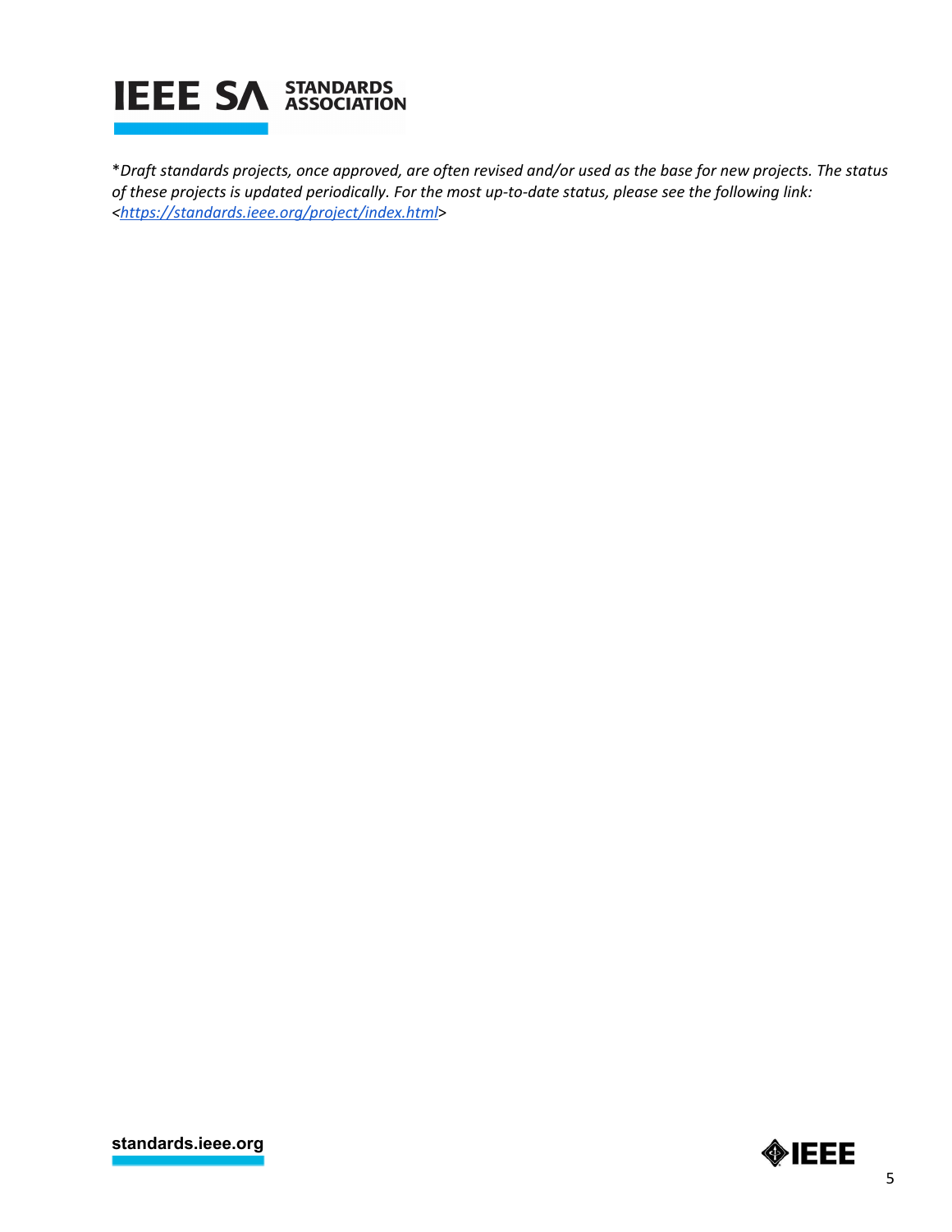*Draft standards projects, once approved, are often revised and/or used as the base for new projects. The status of these projects is updated periodically. For the most up-to-date status, please see the following link: <https://standards.ieee.org/project/index.html>*